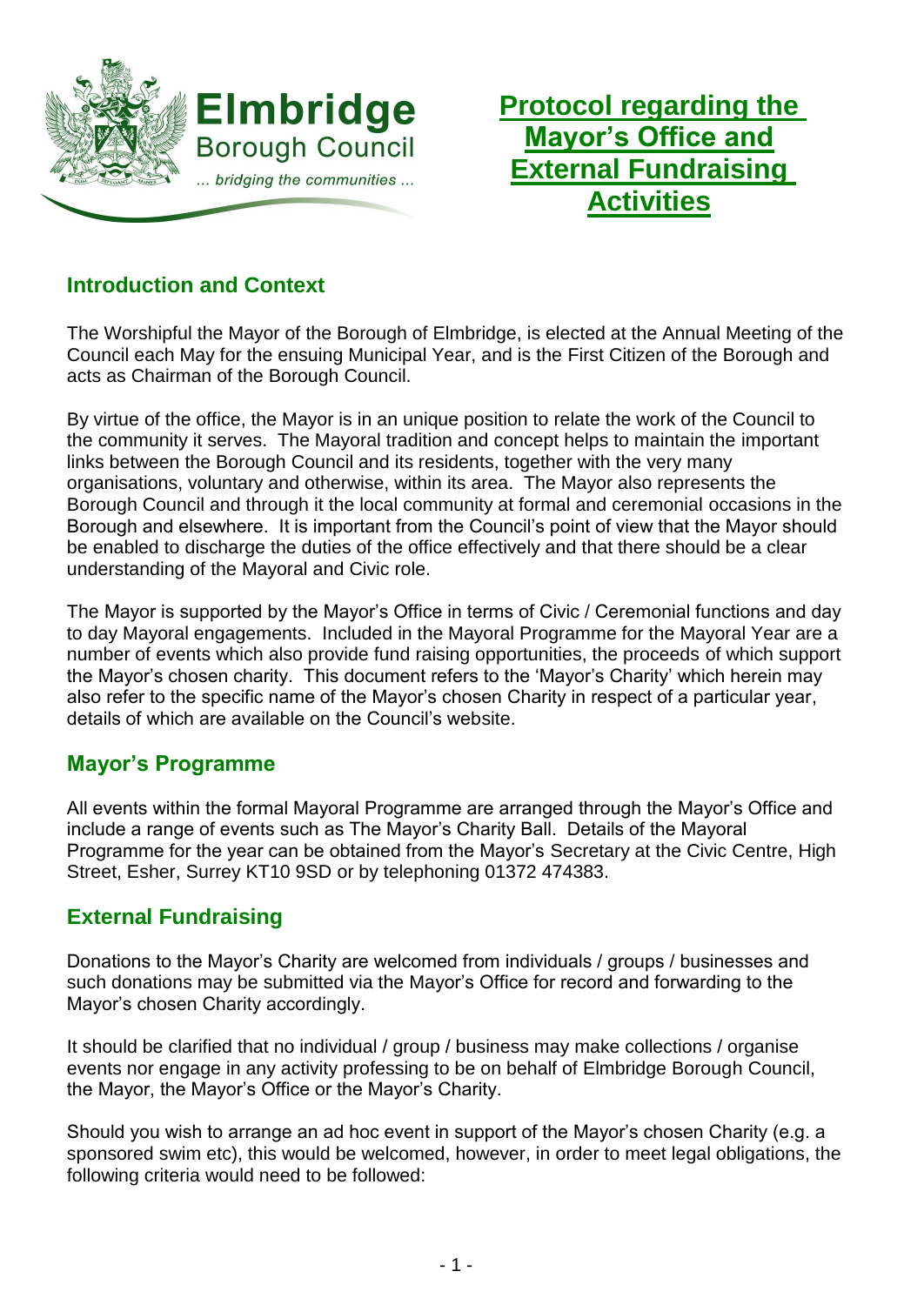Elmbridge Borough Council

*... bridging the communities ...*

# Protocol regarding the Mayor's Office and External Fundraising Activities

## Introduction and Context

The Worshipful the Mayor of the Borough of Elmbridge, is elected at the Annual Meeting of the Council each May for the ensuing Municipal Year, and is the First Citizen of the Borough and acts as Chairman of the Borough Council.

By virtue of the office, the Mayor is in an unique position to relate the work of the Council to the community it serves. The Mayoral tradition and concept helps to maintain the important links between the Borough Council and its residents, together with the very many organisations, voluntary and otherwise, within its area. The Mayor also represents the Borough Council and through it the local community at formal and ceremonial occasions in the Borough and elsewhere. It is important from the Council's point of view that the Mayor should be enabled to discharge the duties of the office effectively and that there should be a clear understanding of the Mayoral and Civic role.

The Mayor is supported by the Mayor's Office in terms of Civic / Ceremonial functions and day to day Mayoral engagements. Included in the Mayoral Programme for the Mayoral Year are a number of events which also provide fund raising opportunities, the proceeds of which support the Mayor's chosen charity. This document refers to the 'Mayor's Charity' which herein may also refer to the specific name of the Mayor's chosen Charity in respect of a particular year, details of which are available on the Council's website.

## Mayor's Programme

All events within the formal Mayoral Programme are arranged through the Mayor's Office and include a range of events such as The Mayor's Charity Ball. Details of the Mayoral Programme for the year can be obtained from the Mayor's Secretary at the Civic Centre, High Street, Esher, Surrey KT10 9SD or by telephoning 01372 474383.

## External Fundraising

Donations to the Mayor's Charity are welcomed from individuals / groups / businesses and such donations may be submitted via the Mayor's Office for record and forwarding to the Mayor's chosen Charity accordingly.

It should be clarified that no individual / group / business may make collections / organise events nor engage in any activity professing to be on behalf of Elmbridge Borough Council, the Mayor, the Mayor's Office or the Mayor's Charity.

Should you wish to arrange an ad hoc event in support of the Mayor's chosen Charity (e.g. a sponsored swim etc), this would be welcomed, however, in order to meet legal obligations, the following criteria would need to be followed: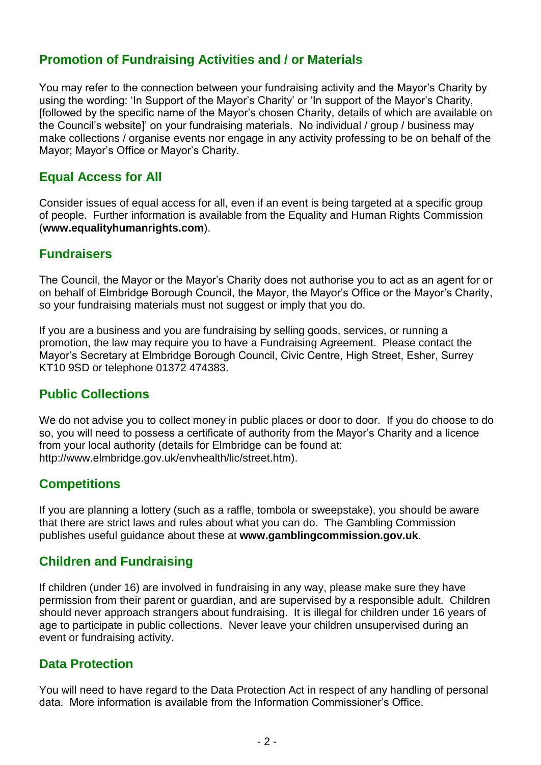## Promotion of Fundraising Activities and / or Materials

You may refer to the connection between your fundraising activity and the Mayor's Charity by using the wording: 'In Support of the Mayor's Charity' or 'In support of the Mayor's Charity, [followed by the specific name of the Mayor's chosen Charity, details of which are available on the Council's website]' on your fundraising materials. No individual / group / business may make collections / organise events nor engage in any activity professing to be on behalf of the Mayor; Mayor's Office or Mayor's Charity.

## Equal Access for All

Consider issues of equal access for all, even if an event is being targeted at a specific group of people. Further information is available from the Equality and Human Rights Commission (**www.equalityhumanrights.com**).

## Fundraisers

The Council, the Mayor or the Mayor's Charity does not authorise you to act as an agent for or on behalf of Elmbridge Borough Council, the Mayor, the Mayor's Office or the Mayor's Charity, so your fundraising materials must not suggest or imply that you do.

If you are a business and you are fundraising by selling goods, services, or running a promotion, the law may require you to have a Fundraising Agreement. Please contact the Mayor's Secretary at Elmbridge Borough Council, Civic Centre, High Street, Esher, Surrey KT10 9SD or telephone 01372 474383.

## Public Collections

We do not advise you to collect money in public places or door to door. If you do choose to do so, you will need to possess a certificate of authority from the Mayor's Charity and a licence from your local authority (details for Elmbridge can be found at: http://www.elmbridge.gov.uk/envhealth/lic/street.htm).

## Competitions

If you are planning a lottery (such as a raffle, tombola or sweepstake), you should be aware that there are strict laws and rules about what you can do. The Gambling Commission publishes useful guidance about these at **www.gamblingcommission.gov.uk**.

## Children and Fundraising

If children (under 16) are involved in fundraising in any way, please make sure they have permission from their parent or guardian, and are supervised by a responsible adult. Children should never approach strangers about fundraising. It is illegal for children under 16 years of age to participate in public collections. Never leave your children unsupervised during an event or fundraising activity.

## Data Protection

You will need to have regard to the Data Protection Act in respect of any handling of personal data. More information is available from the Information Commissioner's Office.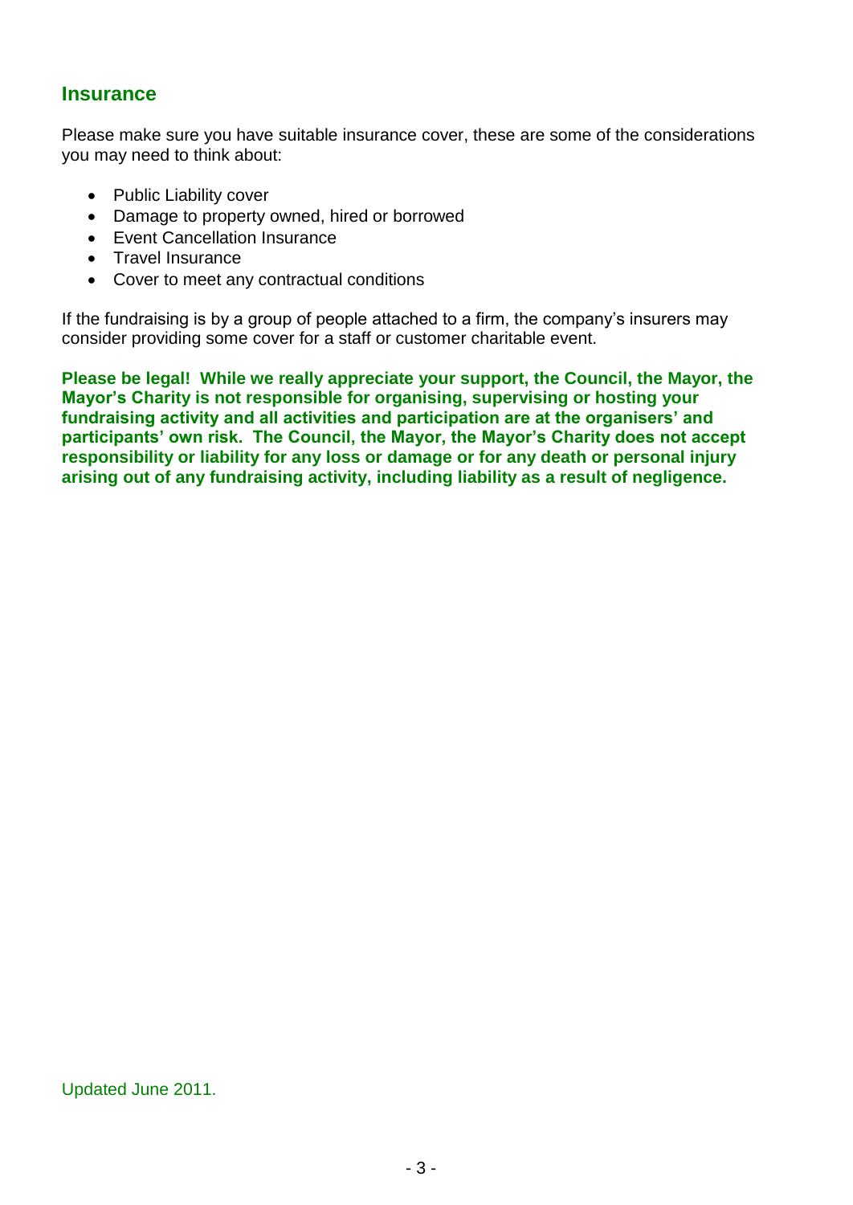## Insurance

Please make sure you have suitable insurance cover, these are some of the considerations you may need to think about:

- Public Liability cover
- Damage to property owned, hired or borrowed
- Event Cancellation Insurance
- Travel Insurance
- Cover to meet any contractual conditions

If the fundraising is by a group of people attached to a firm, the company's insurers may consider providing some cover for a staff or customer charitable event.

**Please be legal! While we really appreciate your support, the Council, the Mayor, the Mayor's Charity is not responsible for organising, supervising or hosting your fundraising activity and all activities and participation are at the organisers' and participants' own risk. The Council, the Mayor, the Mayor's Charity does not accept responsibility or liability for any loss or damage or for any death or personal injury arising out of any fundraising activity, including liability as a result of negligence.**

Updated June 2011.